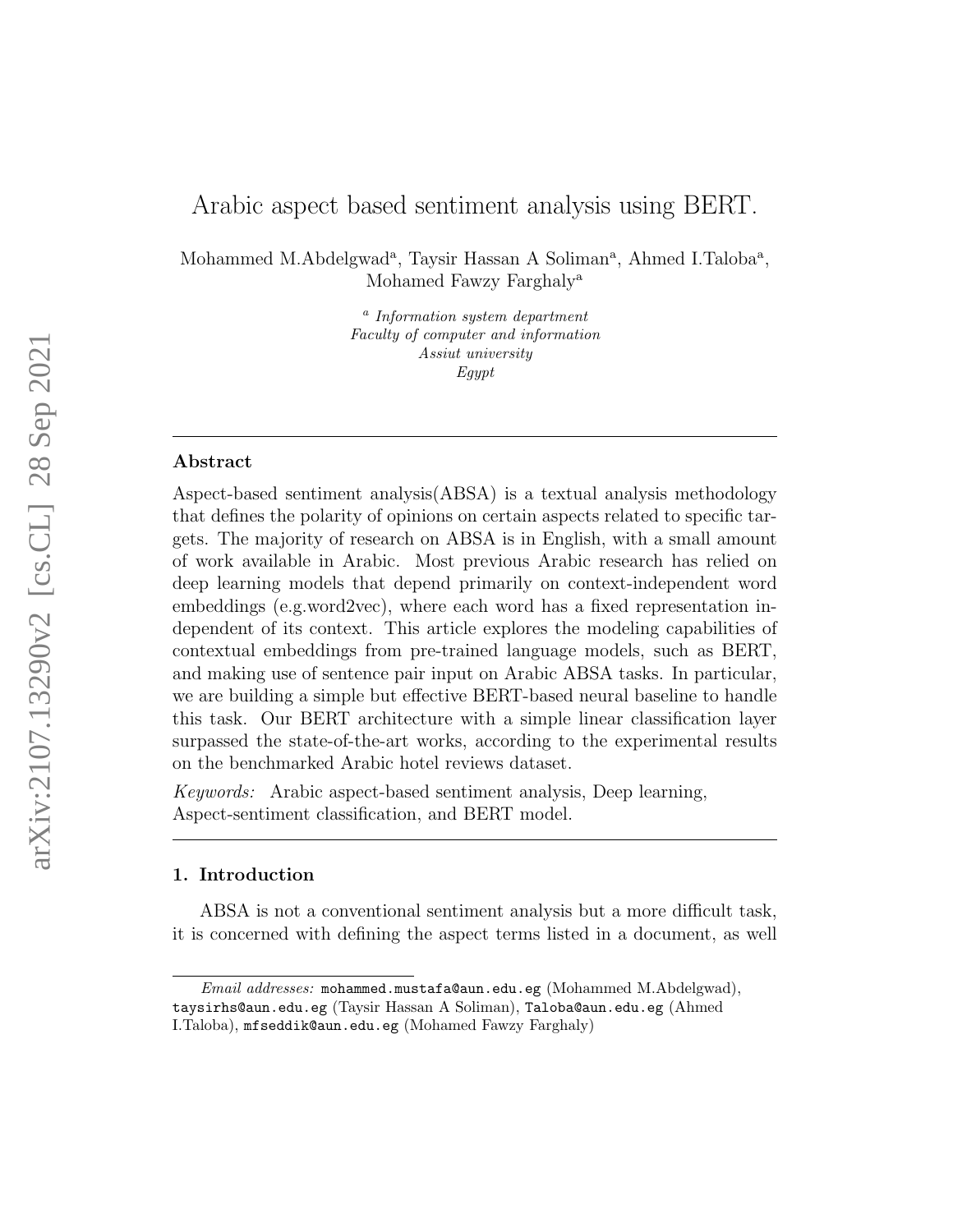# Arabic aspect based sentiment analysis using BERT.

Mohammed M.Abdelgwad[a], Taysir Hassan A Soliman[a], Ahmed I.Taloba[a], Mohamed Fawzy Farghaly[a]

[a] *Information system department*
*Faculty of computer and information*
*Assiut university*
*Egypt*

---

**Abstract**

Aspect-based sentiment analysis(ABSA) is a textual analysis methodology that defines the polarity of opinions on certain aspects related to specific targets. The majority of research on ABSA is in English, with a small amount of work available in Arabic. Most previous Arabic research has relied on deep learning models that depend primarily on context-independent word embeddings (e.g.word2vec), where each word has a fixed representation independent of its context. This article explores the modeling capabilities of contextual embeddings from pre-trained language models, such as BERT, and making use of sentence pair input on Arabic ABSA tasks. In particular, we are building a simple but effective BERT-based neural baseline to handle this task. Our BERT architecture with a simple linear classification layer surpassed the state-of-the-art works, according to the experimental results on the benchmarked Arabic hotel reviews dataset.

*Keywords:* Arabic aspect-based sentiment analysis, Deep learning, Aspect-sentiment classification, and BERT model.

---

## 1. Introduction

ABSA is not a conventional sentiment analysis but a more difficult task, it is concerned with defining the aspect terms listed in a document, as well

---

*Email addresses:* mohammed.mustafa@aun.edu.eg (Mohammed M.Abdelgwad), taysirhs@aun.edu.eg (Taysir Hassan A Soliman), Taloba@aun.edu.eg (Ahmed I.Taloba), mfseddik@aun.edu.eg (Mohamed Fawzy Farghaly)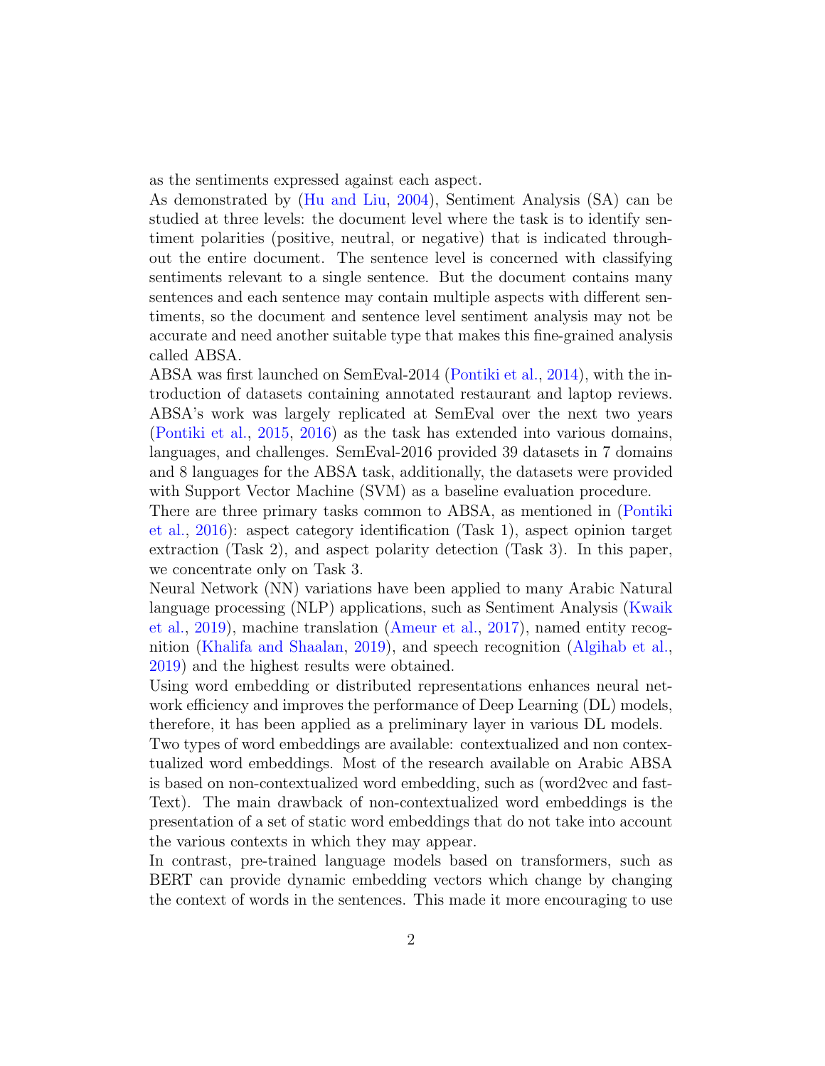as the sentiments expressed against each aspect.

As demonstrated by (Hu and Liu, 2004), Sentiment Analysis (SA) can be studied at three levels: the document level where the task is to identify sentiment polarities (positive, neutral, or negative) that is indicated throughout the entire document. The sentence level is concerned with classifying sentiments relevant to a single sentence. But the document contains many sentences and each sentence may contain multiple aspects with different sentiments, so the document and sentence level sentiment analysis may not be accurate and need another suitable type that makes this fine-grained analysis called ABSA.

ABSA was first launched on SemEval-2014 (Pontiki et al., 2014), with the introduction of datasets containing annotated restaurant and laptop reviews. ABSA's work was largely replicated at SemEval over the next two years (Pontiki et al., 2015, 2016) as the task has extended into various domains, languages, and challenges. SemEval-2016 provided 39 datasets in 7 domains and 8 languages for the ABSA task, additionally, the datasets were provided with Support Vector Machine (SVM) as a baseline evaluation procedure.

There are three primary tasks common to ABSA, as mentioned in (Pontiki et al., 2016): aspect category identification (Task 1), aspect opinion target extraction (Task 2), and aspect polarity detection (Task 3). In this paper, we concentrate only on Task 3.

Neural Network (NN) variations have been applied to many Arabic Natural language processing (NLP) applications, such as Sentiment Analysis (Kwaik et al., 2019), machine translation (Ameur et al., 2017), named entity recognition (Khalifa and Shaalan, 2019), and speech recognition (Algihab et al., 2019) and the highest results were obtained.

Using word embedding or distributed representations enhances neural network efficiency and improves the performance of Deep Learning (DL) models, therefore, it has been applied as a preliminary layer in various DL models.

Two types of word embeddings are available: contextualized and non contextualized word embeddings. Most of the research available on Arabic ABSA is based on non-contextualized word embedding, such as (word2vec and fastText). The main drawback of non-contextualized word embeddings is the presentation of a set of static word embeddings that do not take into account the various contexts in which they may appear.

In contrast, pre-trained language models based on transformers, such as BERT can provide dynamic embedding vectors which change by changing the context of words in the sentences. This made it more encouraging to use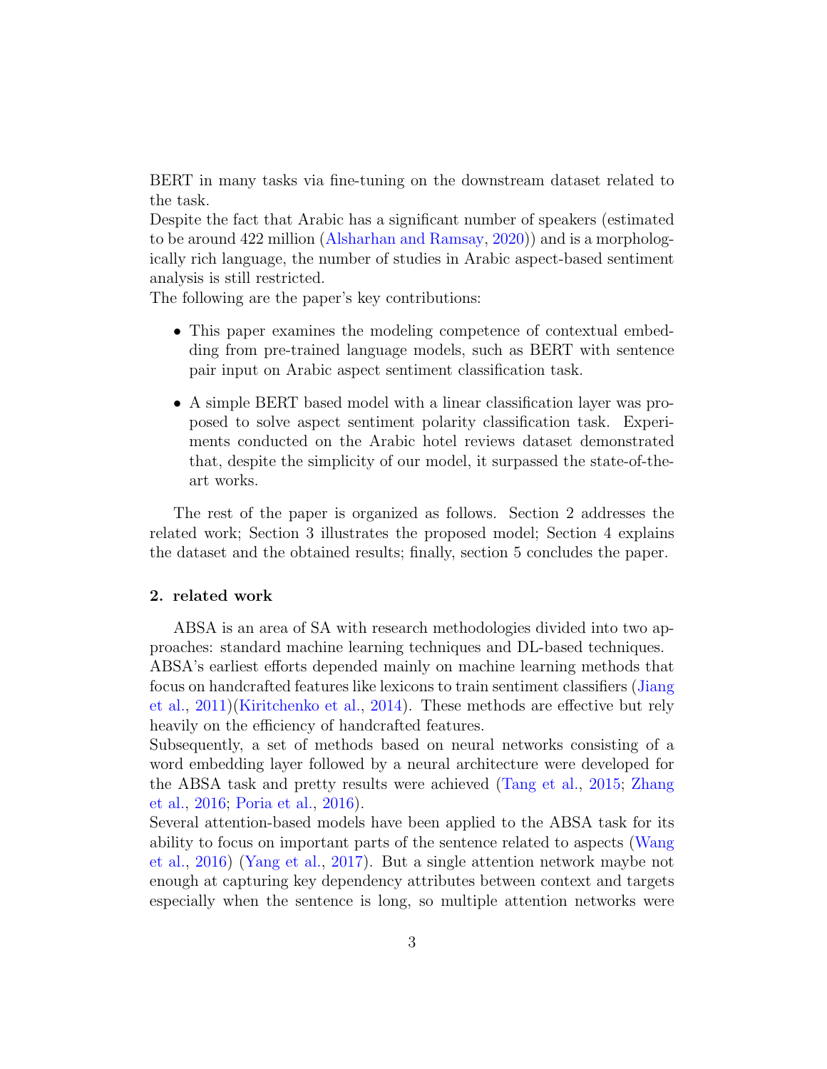BERT in many tasks via fine-tuning on the downstream dataset related to the task.
Despite the fact that Arabic has a significant number of speakers (estimated to be around 422 million (Alsharhan and Ramsay, 2020)) and is a morphologically rich language, the number of studies in Arabic aspect-based sentiment analysis is still restricted.
The following are the paper's key contributions:

- This paper examines the modeling competence of contextual embedding from pre-trained language models, such as BERT with sentence pair input on Arabic aspect sentiment classification task.
- A simple BERT based model with a linear classification layer was proposed to solve aspect sentiment polarity classification task. Experiments conducted on the Arabic hotel reviews dataset demonstrated that, despite the simplicity of our model, it surpassed the state-of-the-art works.

The rest of the paper is organized as follows. Section 2 addresses the related work; Section 3 illustrates the proposed model; Section 4 explains the dataset and the obtained results; finally, section 5 concludes the paper.

## 2. related work

ABSA is an area of SA with research methodologies divided into two approaches: standard machine learning techniques and DL-based techniques.
ABSA's earliest efforts depended mainly on machine learning methods that focus on handcrafted features like lexicons to train sentiment classifiers (Jiang et al., 2011)(Kiritchenko et al., 2014). These methods are effective but rely heavily on the efficiency of handcrafted features.
Subsequently, a set of methods based on neural networks consisting of a word embedding layer followed by a neural architecture were developed for the ABSA task and pretty results were achieved (Tang et al., 2015; Zhang et al., 2016; Poria et al., 2016).
Several attention-based models have been applied to the ABSA task for its ability to focus on important parts of the sentence related to aspects (Wang et al., 2016) (Yang et al., 2017). But a single attention network maybe not enough at capturing key dependency attributes between context and targets especially when the sentence is long, so multiple attention networks were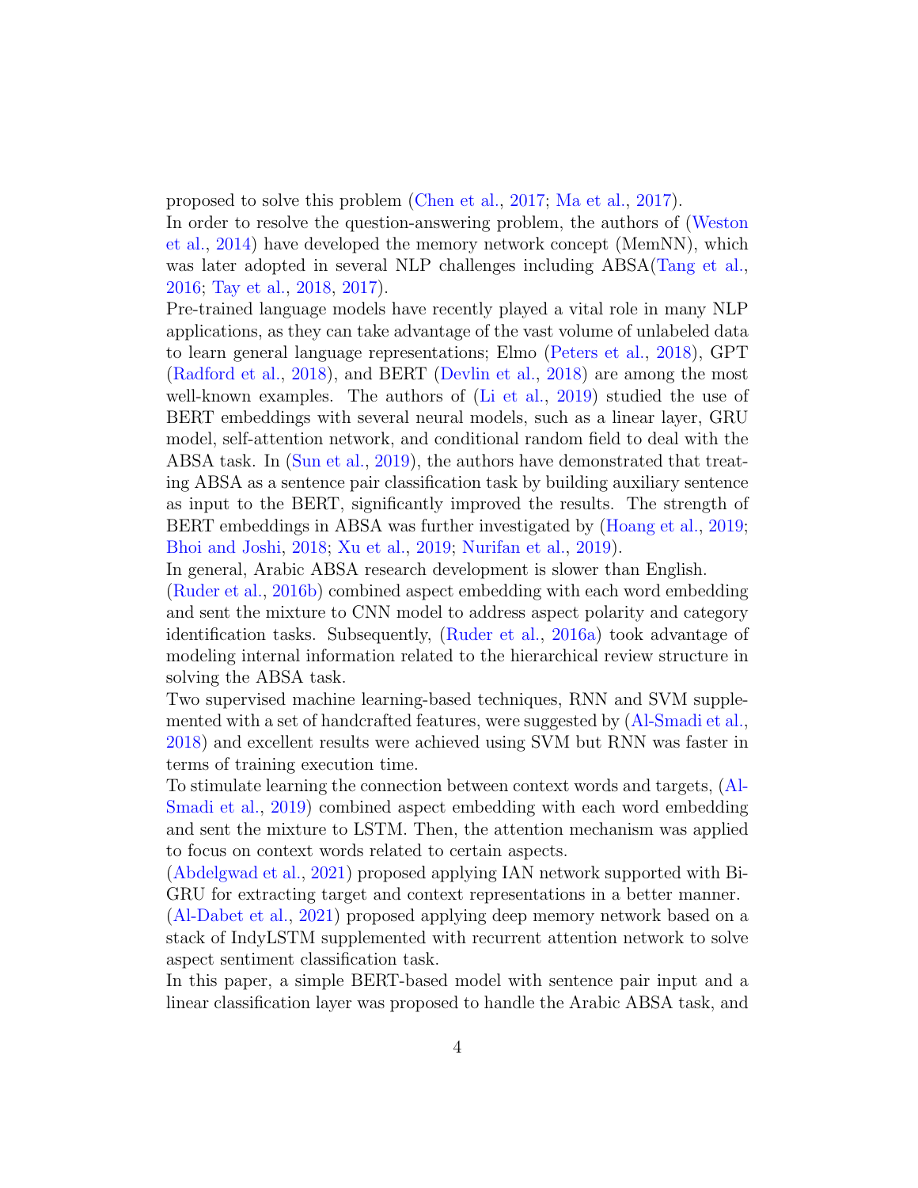proposed to solve this problem (Chen et al., 2017; Ma et al., 2017).

In order to resolve the question-answering problem, the authors of (Weston et al., 2014) have developed the memory network concept (MemNN), which was later adopted in several NLP challenges including ABSA(Tang et al., 2016; Tay et al., 2018, 2017).

Pre-trained language models have recently played a vital role in many NLP applications, as they can take advantage of the vast volume of unlabeled data to learn general language representations; Elmo (Peters et al., 2018), GPT (Radford et al., 2018), and BERT (Devlin et al., 2018) are among the most well-known examples. The authors of (Li et al., 2019) studied the use of BERT embeddings with several neural models, such as a linear layer, GRU model, self-attention network, and conditional random field to deal with the ABSA task. In (Sun et al., 2019), the authors have demonstrated that treating ABSA as a sentence pair classification task by building auxiliary sentence as input to the BERT, significantly improved the results. The strength of BERT embeddings in ABSA was further investigated by (Hoang et al., 2019; Bhoi and Joshi, 2018; Xu et al., 2019; Nurifan et al., 2019).

In general, Arabic ABSA research development is slower than English.

(Ruder et al., 2016b) combined aspect embedding with each word embedding and sent the mixture to CNN model to address aspect polarity and category identification tasks. Subsequently, (Ruder et al., 2016a) took advantage of modeling internal information related to the hierarchical review structure in solving the ABSA task.

Two supervised machine learning-based techniques, RNN and SVM supplemented with a set of handcrafted features, were suggested by (Al-Smadi et al., 2018) and excellent results were achieved using SVM but RNN was faster in terms of training execution time.

To stimulate learning the connection between context words and targets, (Al-Smadi et al., 2019) combined aspect embedding with each word embedding and sent the mixture to LSTM. Then, the attention mechanism was applied to focus on context words related to certain aspects.

(Abdelgwad et al., 2021) proposed applying IAN network supported with Bi-GRU for extracting target and context representations in a better manner.

(Al-Dabet et al., 2021) proposed applying deep memory network based on a stack of IndyLSTM supplemented with recurrent attention network to solve aspect sentiment classification task.

In this paper, a simple BERT-based model with sentence pair input and a linear classification layer was proposed to handle the Arabic ABSA task, and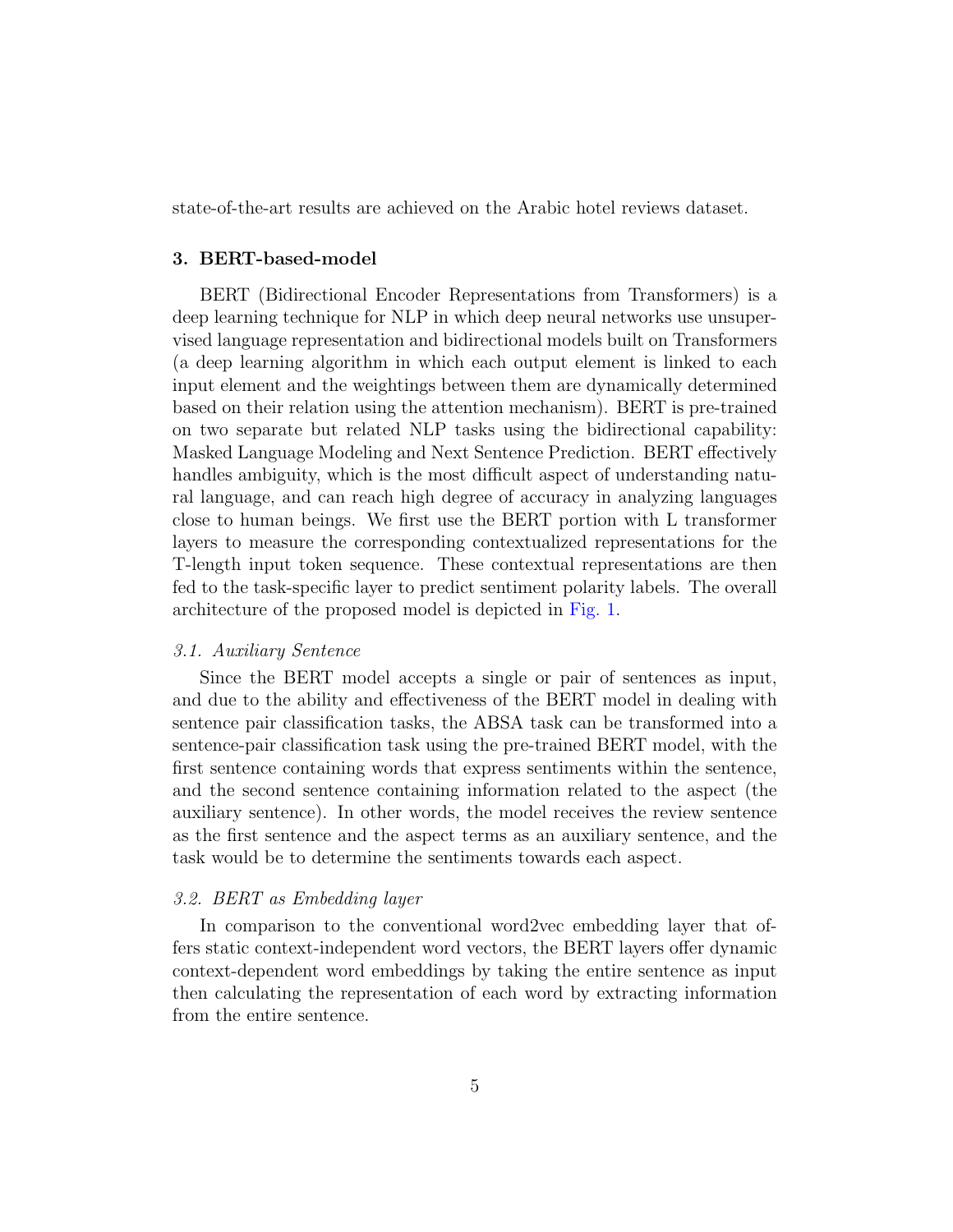state-of-the-art results are achieved on the Arabic hotel reviews dataset.

## 3. BERT-based-model

BERT (Bidirectional Encoder Representations from Transformers) is a deep learning technique for NLP in which deep neural networks use unsupervised language representation and bidirectional models built on Transformers (a deep learning algorithm in which each output element is linked to each input element and the weightings between them are dynamically determined based on their relation using the attention mechanism). BERT is pre-trained on two separate but related NLP tasks using the bidirectional capability: Masked Language Modeling and Next Sentence Prediction. BERT effectively handles ambiguity, which is the most difficult aspect of understanding natural language, and can reach high degree of accuracy in analyzing languages close to human beings. We first use the BERT portion with L transformer layers to measure the corresponding contextualized representations for the T-length input token sequence. These contextual representations are then fed to the task-specific layer to predict sentiment polarity labels. The overall architecture of the proposed model is depicted in Fig. 1.

### *3.1. Auxiliary Sentence*

Since the BERT model accepts a single or pair of sentences as input, and due to the ability and effectiveness of the BERT model in dealing with sentence pair classification tasks, the ABSA task can be transformed into a sentence-pair classification task using the pre-trained BERT model, with the first sentence containing words that express sentiments within the sentence, and the second sentence containing information related to the aspect (the auxiliary sentence). In other words, the model receives the review sentence as the first sentence and the aspect terms as an auxiliary sentence, and the task would be to determine the sentiments towards each aspect.

### *3.2. BERT as Embedding layer*

In comparison to the conventional word2vec embedding layer that offers static context-independent word vectors, the BERT layers offer dynamic context-dependent word embeddings by taking the entire sentence as input then calculating the representation of each word by extracting information from the entire sentence.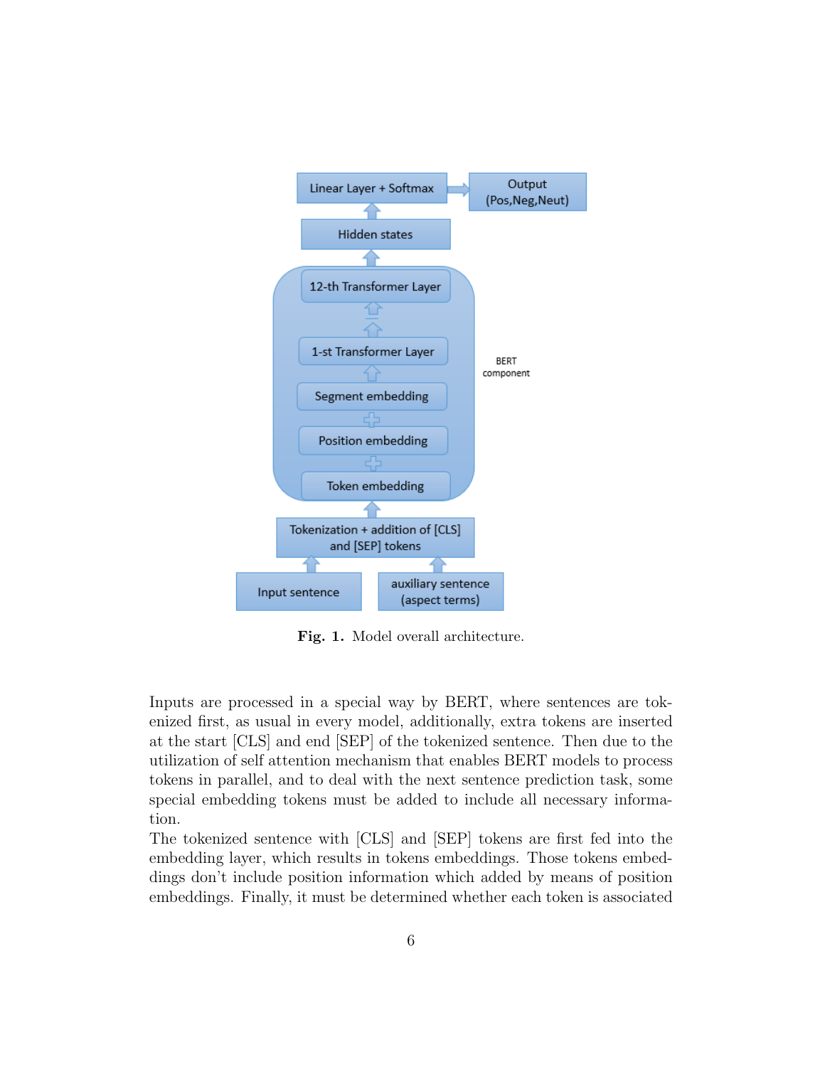Fig. 1. Model overall architecture.

Inputs are processed in a special way by BERT, where sentences are tokenized first, as usual in every model, additionally, extra tokens are inserted at the start [CLS] and end [SEP] of the tokenized sentence. Then due to the utilization of self attention mechanism that enables BERT models to process tokens in parallel, and to deal with the next sentence prediction task, some special embedding tokens must be added to include all necessary information.

The tokenized sentence with [CLS] and [SEP] tokens are first fed into the embedding layer, which results in tokens embeddings. Those tokens embeddings don't include position information which added by means of position embeddings. Finally, it must be determined whether each token is associated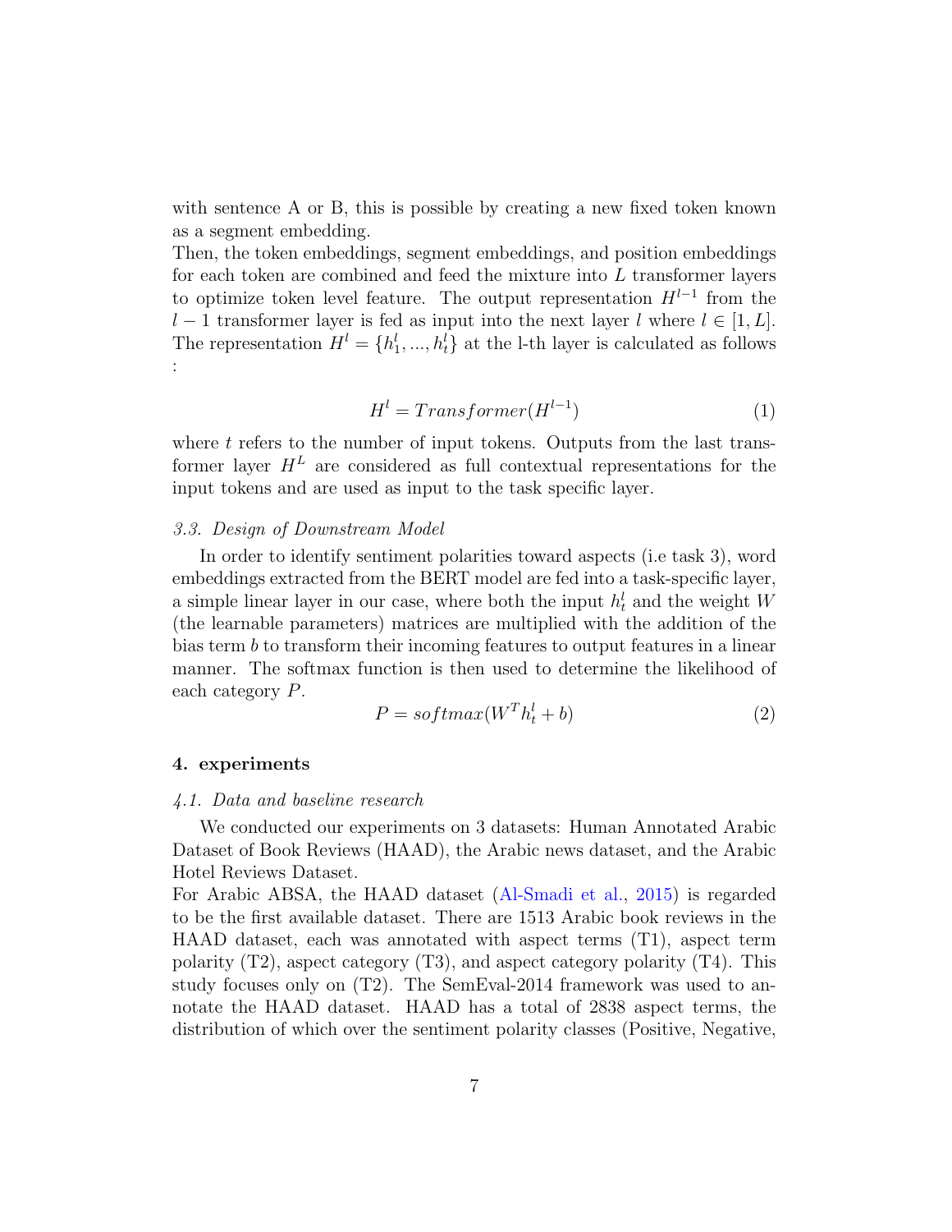with sentence A or B, this is possible by creating a new fixed token known as a segment embedding.

Then, the token embeddings, segment embeddings, and position embeddings for each token are combined and feed the mixture into $L$ transformer layers to optimize token level feature. The output representation $H^{l-1}$ from the $l-1$ transformer layer is fed as input into the next layer $l$ where $l \in [1, L]$. The representation $H^l = \{h_1^l, ..., h_t^l\}$ at the l-th layer is calculated as follows :

$$H^l = Transformer(H^{l-1}) \tag{1}$$

where $t$ refers to the number of input tokens. Outputs from the last transformer layer $H^L$ are considered as full contextual representations for the input tokens and are used as input to the task specific layer.

### *3.3. Design of Downstream Model*

In order to identify sentiment polarities toward aspects (i.e task 3), word embeddings extracted from the BERT model are fed into a task-specific layer, a simple linear layer in our case, where both the input $h_t^l$ and the weight $W$ (the learnable parameters) matrices are multiplied with the addition of the bias term $b$ to transform their incoming features to output features in a linear manner. The softmax function is then used to determine the likelihood of each category $P$.

$$P = softmax(W^T h_t^l + b) \tag{2}$$

## 4. experiments

### *4.1. Data and baseline research*

We conducted our experiments on 3 datasets: Human Annotated Arabic Dataset of Book Reviews (HAAD), the Arabic news dataset, and the Arabic Hotel Reviews Dataset.

For Arabic ABSA, the HAAD dataset (Al-Smadi et al., 2015) is regarded to be the first available dataset. There are 1513 Arabic book reviews in the HAAD dataset, each was annotated with aspect terms (T1), aspect term polarity (T2), aspect category (T3), and aspect category polarity (T4). This study focuses only on (T2). The SemEval-2014 framework was used to annotate the HAAD dataset. HAAD has a total of 2838 aspect terms, the distribution of which over the sentiment polarity classes (Positive, Negative,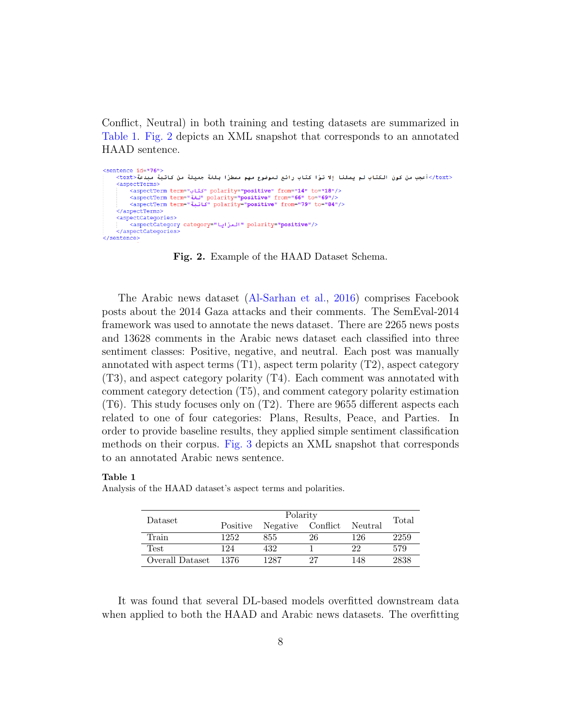Conflict, Neutral) in both training and testing datasets are summarized in Table 1. Fig. 2 depicts an XML snapshot that corresponds to an annotated HAAD sentence.

```
<sentence id="76">
    <text>أعجب من كون الكتاب لم يصلنا إلا تؤا كتاب رائع لموضوع مهم مسطرا بلغة جميلة من كاتبة مبدعة</text>
    <aspectTerms>
        <aspectTerm term="كتاب" polarity="positive" from="14" to="18"/>
        <aspectTerm term="لغة" polarity="positive" from="66" to="69"/>
        <aspectTerm term="كاتبة" polarity="positive" from="79" to="84"/>
    </aspectTerms>
    <aspectCategories>
        <aspectCategory category="المزايا" polarity="positive"/>
    </aspectCategories>
</sentence>
```

**Fig. 2.** Example of the HAAD Dataset Schema.

The Arabic news dataset (Al-Sarhan et al., 2016) comprises Facebook posts about the 2014 Gaza attacks and their comments. The SemEval-2014 framework was used to annotate the news dataset. There are 2265 news posts and 13628 comments in the Arabic news dataset each classified into three sentiment classes: Positive, negative, and neutral. Each post was manually annotated with aspect terms (T1), aspect term polarity (T2), aspect category (T3), and aspect category polarity (T4). Each comment was annotated with comment category detection (T5), and comment category polarity estimation (T6). This study focuses only on (T2). There are 9655 different aspects each related to one of four categories: Plans, Results, Peace, and Parties. In order to provide baseline results, they applied simple sentiment classification methods on their corpus. Fig. 3 depicts an XML snapshot that corresponds to an annotated Arabic news sentence.

**Table 1**
Analysis of the HAAD dataset's aspect terms and polarities.

| Dataset | Polarity | | | | Total |
|---|---|---|---|---|---|
| | Positive | Negative | Conflict | Neutral | |
| Train | 1252 | 855 | 26 | 126 | 2259 |
| Test | 124 | 432 | 1 | 22 | 579 |
| Overall Dataset | 1376 | 1287 | 27 | 148 | 2838 |

It was found that several DL-based models overfitted downstream data when applied to both the HAAD and Arabic news datasets. The overfitting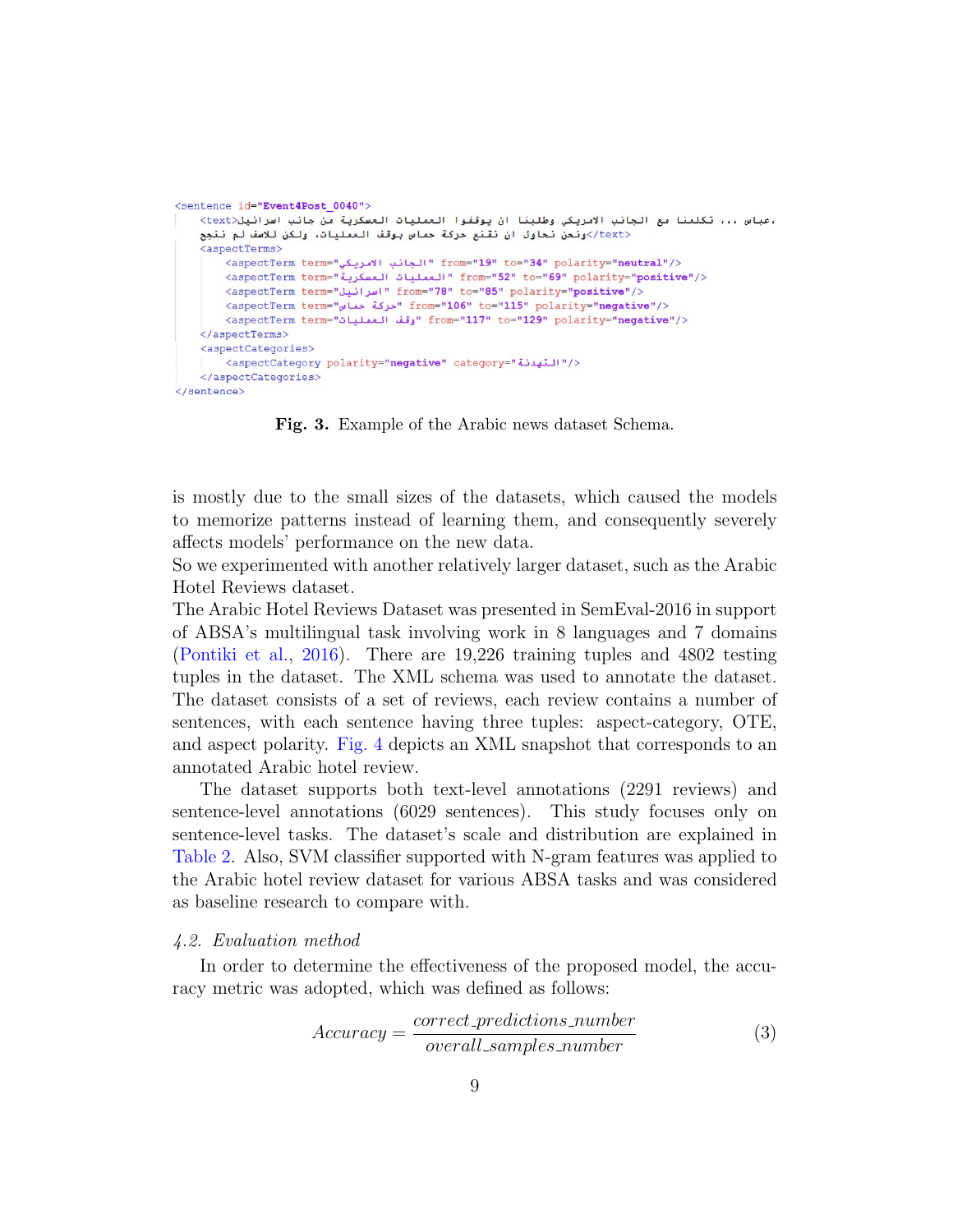```
<sentence id="Event4Post_0040">
    <text>عباس ،،، تكلمنا مع الجانب الامريكي وطلبنا ان يوقفوا العمليات العسكرية من جانب اسرائيل، ونحن نحاول ان نقنع حركة حماس بوقف العمليات، ولكن للاسف لم ننجح</text>
    <aspectTerms>
        <aspectTerm term="الجانب الامريكي" from="19" to="34" polarity="neutral"/>
        <aspectTerm term="العمليات العسكرية" from="52" to="69" polarity="positive"/>
        <aspectTerm term="اسرائيل" from="78" to="85" polarity="positive"/>
        <aspectTerm term="حركة حماس" from="106" to="115" polarity="negative"/>
        <aspectTerm term="وقف العمليات" from="117" to="129" polarity="negative"/>
    </aspectTerms>
    <aspectCategories>
        <aspectCategory polarity="negative" category="التهدئة"/>
    </aspectCategories>
</sentence>
```

**Fig. 3.** Example of the Arabic news dataset Schema.

is mostly due to the small sizes of the datasets, which caused the models to memorize patterns instead of learning them, and consequently severely affects models' performance on the new data.

So we experimented with another relatively larger dataset, such as the Arabic Hotel Reviews dataset.

The Arabic Hotel Reviews Dataset was presented in SemEval-2016 in support of ABSA's multilingual task involving work in 8 languages and 7 domains (Pontiki et al., 2016). There are 19,226 training tuples and 4802 testing tuples in the dataset. The XML schema was used to annotate the dataset. The dataset consists of a set of reviews, each review contains a number of sentences, with each sentence having three tuples: aspect-category, OTE, and aspect polarity. Fig. 4 depicts an XML snapshot that corresponds to an annotated Arabic hotel review.

The dataset supports both text-level annotations (2291 reviews) and sentence-level annotations (6029 sentences). This study focuses only on sentence-level tasks. The dataset's scale and distribution are explained in Table 2. Also, SVM classifier supported with N-gram features was applied to the Arabic hotel review dataset for various ABSA tasks and was considered as baseline research to compare with.

### *4.2. Evaluation method*

In order to determine the effectiveness of the proposed model, the accuracy metric was adopted, which was defined as follows:

$$Accuracy = \frac{correct\_predictions\_number}{overall\_samples\_number} \tag{3}$$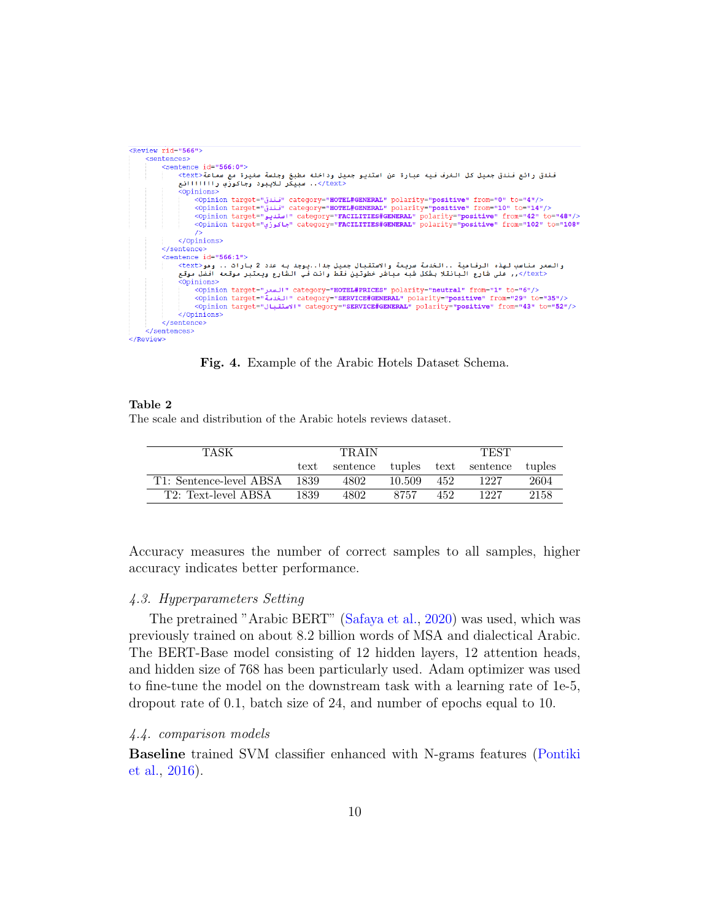```
<Review rid="566">
    <sentences>
        <sentence id="566:0">
            <text>فندق رائع فندق جميل كل الغرف فيه عبارة عن استديو جميل وداخله مطبخ وجلسة صغيرة مع سماعة
            سبيكر للايبود وجاكوزي راااااائع !!!!!! ..</text>
            <Opinions>
                <Opinion target="فندق" category="HOTEL#GENERAL" polarity="positive" from="0" to="4"/>
                <Opinion target="فندق" category="HOTEL#GENERAL" polarity="positive" from="10" to="14"/>
                <Opinion target="استديو" category="FACILITIES#GENERAL" polarity="positive" from="42" to="48"/>
                <Opinion target="جاكوزي" category="FACILITIES#GENERAL" polarity="positive" from="102" to="108"
                />
            </Opinions>
        </sentence>
        <sentence id="566:1">
            <text>والسعر مناسب لهذه الرفاهية ..الخدمة سريعة والاستقبال جميل جدا..يوجد به عدد 2 بارات .. وهو
            على شارع البانقلا بشكل شبه مباشر خطوتين فقط وانت في الشارع ويعتبر موقعه افضل موقع ,,</text>
            <Opinions>
                <Opinion target="السعر" category="HOTEL#PRICES" polarity="neutral" from="1" to="6"/>
                <Opinion target="الخدمة" category="SERVICE#GENERAL" polarity="positive" from="29" to="35"/>
                <Opinion target="الاستقبال" category="SERVICE#GENERAL" polarity="positive" from="43" to="52"/>
            </Opinions>
        </sentence>
    </sentences>
</Review>
```

**Fig. 4.** Example of the Arabic Hotels Dataset Schema.

**Table 2**
The scale and distribution of the Arabic hotels reviews dataset.

| TASK | TRAIN | | | TEST | | |
|---|---|---|---|---|---|---|
| | text | sentence | tuples | text | sentence | tuples |
| T1: Sentence-level ABSA | 1839 | 4802 | 10.509 | 452 | 1227 | 2604 |
| T2: Text-level ABSA | 1839 | 4802 | 8757 | 452 | 1227 | 2158 |

Accuracy measures the number of correct samples to all samples, higher accuracy indicates better performance.

### *4.3. Hyperparameters Setting*

The pretrained "Arabic BERT" (Safaya et al., 2020) was used, which was previously trained on about 8.2 billion words of MSA and dialectical Arabic. The BERT-Base model consisting of 12 hidden layers, 12 attention heads, and hidden size of 768 has been particularly used. Adam optimizer was used to fine-tune the model on the downstream task with a learning rate of 1e-5, dropout rate of 0.1, batch size of 24, and number of epochs equal to 10.

### *4.4. comparison models*

**Baseline** trained SVM classifier enhanced with N-grams features (Pontiki et al., 2016).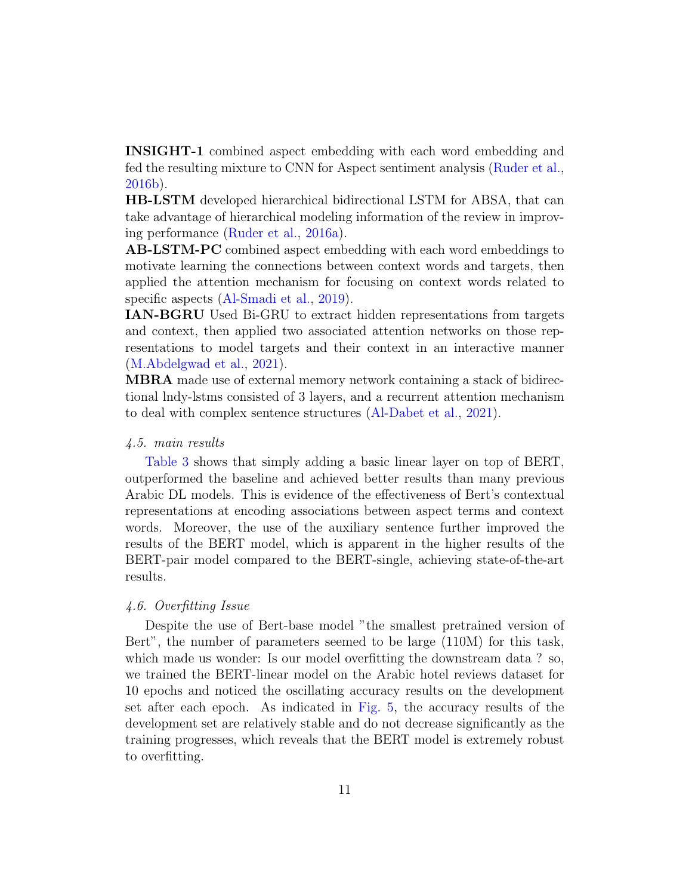**INSIGHT-1** combined aspect embedding with each word embedding and fed the resulting mixture to CNN for Aspect sentiment analysis (Ruder et al., 2016b).

**HB-LSTM** developed hierarchical bidirectional LSTM for ABSA, that can take advantage of hierarchical modeling information of the review in improving performance (Ruder et al., 2016a).

**AB-LSTM-PC** combined aspect embedding with each word embeddings to motivate learning the connections between context words and targets, then applied the attention mechanism for focusing on context words related to specific aspects (Al-Smadi et al., 2019).

**IAN-BGRU** Used Bi-GRU to extract hidden representations from targets and context, then applied two associated attention networks on those representations to model targets and their context in an interactive manner (M.Abdelgwad et al., 2021).

**MBRA** made use of external memory network containing a stack of bidirectional lndy-lstms consisted of 3 layers, and a recurrent attention mechanism to deal with complex sentence structures (Al-Dabet et al., 2021).

### *4.5. main results*

Table 3 shows that simply adding a basic linear layer on top of BERT, outperformed the baseline and achieved better results than many previous Arabic DL models. This is evidence of the effectiveness of Bert's contextual representations at encoding associations between aspect terms and context words. Moreover, the use of the auxiliary sentence further improved the results of the BERT model, which is apparent in the higher results of the BERT-pair model compared to the BERT-single, achieving state-of-the-art results.

### *4.6. Overfitting Issue*

Despite the use of Bert-base model "the smallest pretrained version of Bert", the number of parameters seemed to be large (110M) for this task, which made us wonder: Is our model overfitting the downstream data ? so, we trained the BERT-linear model on the Arabic hotel reviews dataset for 10 epochs and noticed the oscillating accuracy results on the development set after each epoch. As indicated in Fig. 5, the accuracy results of the development set are relatively stable and do not decrease significantly as the training progresses, which reveals that the BERT model is extremely robust to overfitting.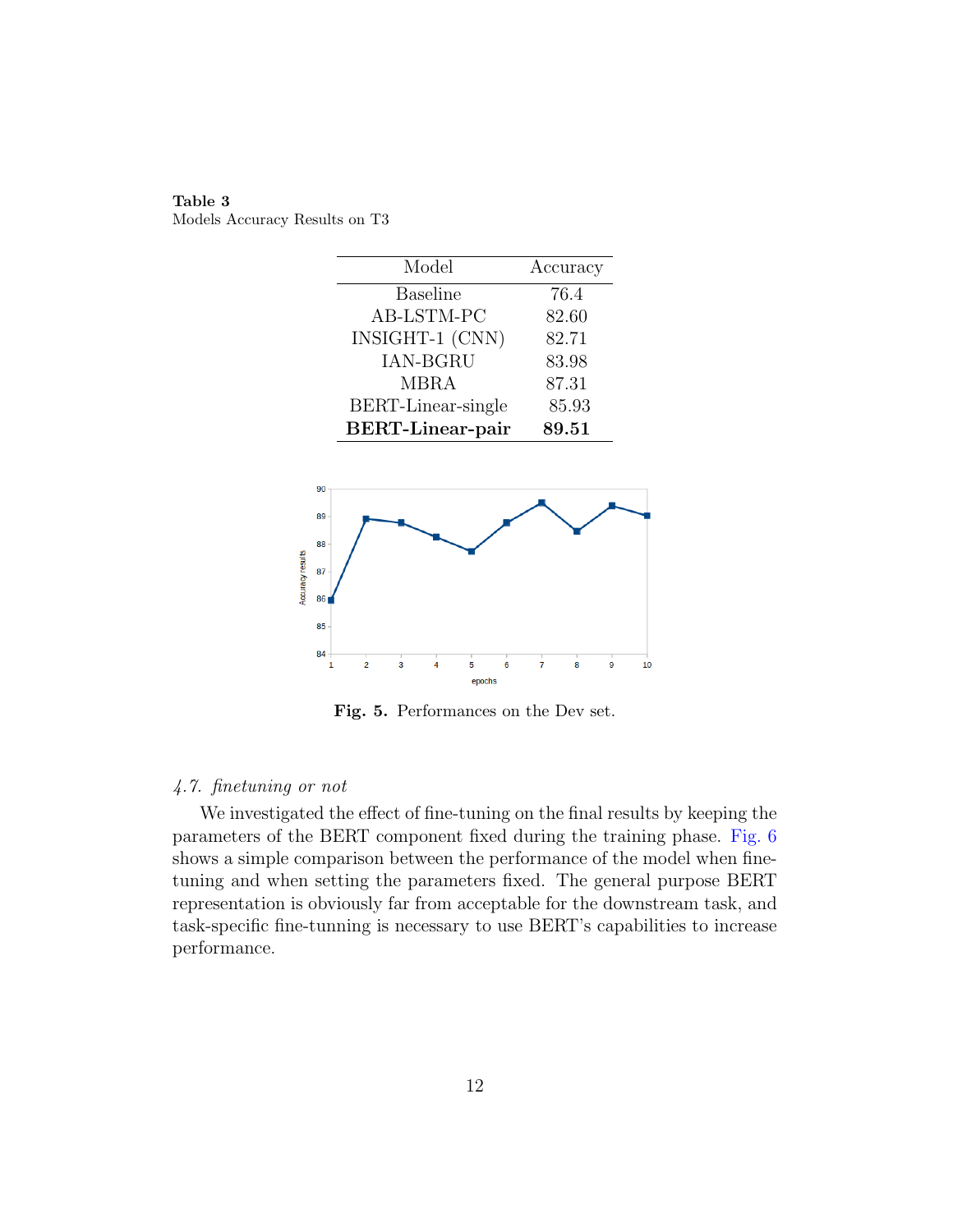**Table 3**
Models Accuracy Results on T3

| Model | Accuracy |
|---|---|
| Baseline | 76.4 |
| AB-LSTM-PC | 82.60 |
| INSIGHT-1 (CNN) | 82.71 |
| IAN-BGRU | 83.98 |
| MBRA | 87.31 |
| BERT-Linear-single | 85.93 |
| **BERT-Linear-pair** | **89.51** |

**Fig. 5.** Performances on the Dev set.

### *4.7. finetuning or not*

We investigated the effect of fine-tuning on the final results by keeping the parameters of the BERT component fixed during the training phase. Fig. 6 shows a simple comparison between the performance of the model when fine-tuning and when setting the parameters fixed. The general purpose BERT representation is obviously far from acceptable for the downstream task, and task-specific fine-tunning is necessary to use BERT's capabilities to increase performance.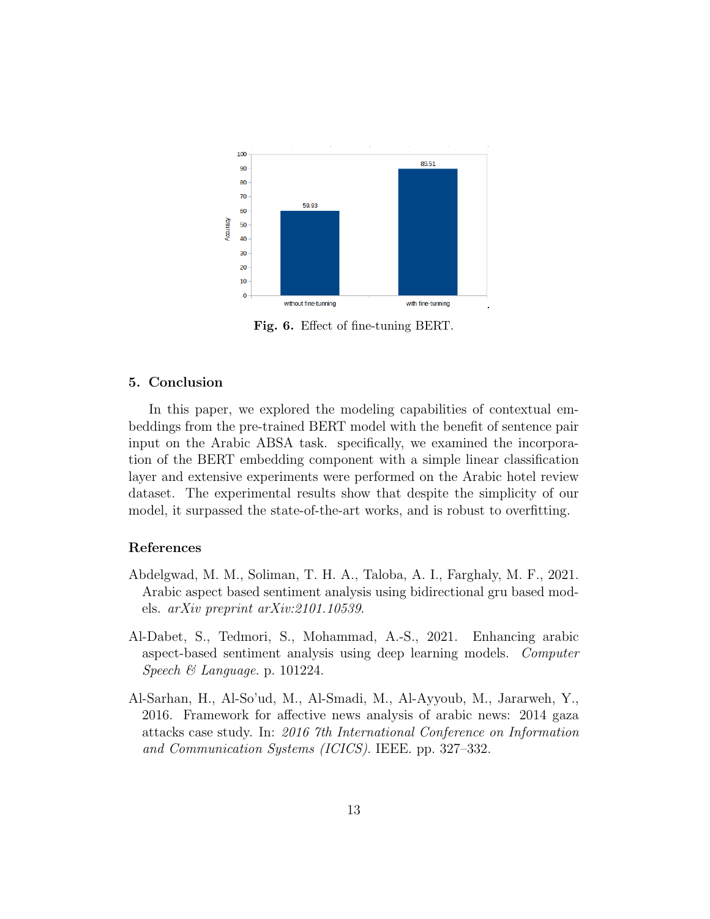**Fig. 6.** Effect of fine-tuning BERT.

## 5. Conclusion

In this paper, we explored the modeling capabilities of contextual embeddings from the pre-trained BERT model with the benefit of sentence pair input on the Arabic ABSA task. specifically, we examined the incorporation of the BERT embedding component with a simple linear classification layer and extensive experiments were performed on the Arabic hotel review dataset. The experimental results show that despite the simplicity of our model, it surpassed the state-of-the-art works, and is robust to overfitting.

## References

Abdelgwad, M. M., Soliman, T. H. A., Taloba, A. I., Farghaly, M. F., 2021. Arabic aspect based sentiment analysis using bidirectional gru based models. *arXiv preprint arXiv:2101.10539*.

Al-Dabet, S., Tedmori, S., Mohammad, A.-S., 2021. Enhancing arabic aspect-based sentiment analysis using deep learning models. *Computer Speech & Language*. p. 101224.

Al-Sarhan, H., Al-So'ud, M., Al-Smadi, M., Al-Ayyoub, M., Jararweh, Y., 2016. Framework for affective news analysis of arabic news: 2014 gaza attacks case study. In: *2016 7th International Conference on Information and Communication Systems (ICICS)*. IEEE. pp. 327–332.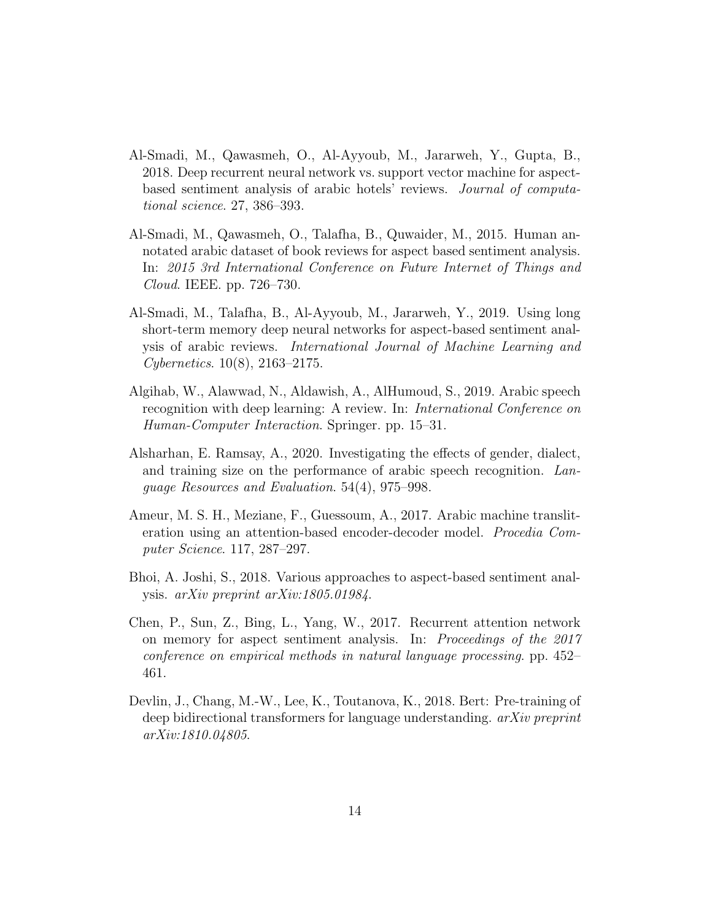Al-Smadi, M., Qawasmeh, O., Al-Ayyoub, M., Jararweh, Y., Gupta, B., 2018. Deep recurrent neural network vs. support vector machine for aspect-based sentiment analysis of arabic hotels' reviews. *Journal of computational science*. 27, 386–393.

Al-Smadi, M., Qawasmeh, O., Talafha, B., Quwaider, M., 2015. Human annotated arabic dataset of book reviews for aspect based sentiment analysis. In: *2015 3rd International Conference on Future Internet of Things and Cloud*. IEEE. pp. 726–730.

Al-Smadi, M., Talafha, B., Al-Ayyoub, M., Jararweh, Y., 2019. Using long short-term memory deep neural networks for aspect-based sentiment analysis of arabic reviews. *International Journal of Machine Learning and Cybernetics*. 10(8), 2163–2175.

Algihab, W., Alawwad, N., Aldawish, A., AlHumoud, S., 2019. Arabic speech recognition with deep learning: A review. In: *International Conference on Human-Computer Interaction*. Springer. pp. 15–31.

Alsharhan, E. Ramsay, A., 2020. Investigating the effects of gender, dialect, and training size on the performance of arabic speech recognition. *Language Resources and Evaluation*. 54(4), 975–998.

Ameur, M. S. H., Meziane, F., Guessoum, A., 2017. Arabic machine transliteration using an attention-based encoder-decoder model. *Procedia Computer Science*. 117, 287–297.

Bhoi, A. Joshi, S., 2018. Various approaches to aspect-based sentiment analysis. *arXiv preprint arXiv:1805.01984*.

Chen, P., Sun, Z., Bing, L., Yang, W., 2017. Recurrent attention network on memory for aspect sentiment analysis. In: *Proceedings of the 2017 conference on empirical methods in natural language processing*. pp. 452–461.

Devlin, J., Chang, M.-W., Lee, K., Toutanova, K., 2018. Bert: Pre-training of deep bidirectional transformers for language understanding. *arXiv preprint arXiv:1810.04805*.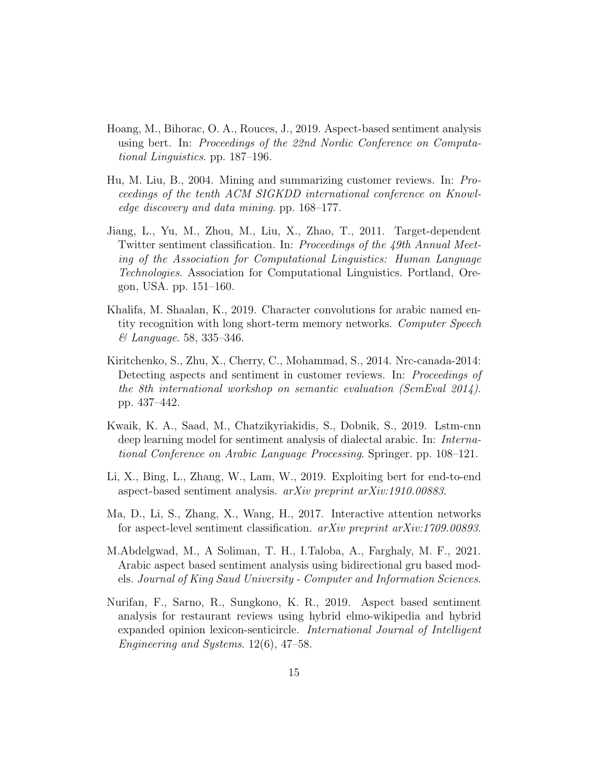Hoang, M., Bihorac, O. A., Rouces, J., 2019. Aspect-based sentiment analysis using bert. In: *Proceedings of the 22nd Nordic Conference on Computational Linguistics*. pp. 187–196.

Hu, M. Liu, B., 2004. Mining and summarizing customer reviews. In: *Proceedings of the tenth ACM SIGKDD international conference on Knowledge discovery and data mining*. pp. 168–177.

Jiang, L., Yu, M., Zhou, M., Liu, X., Zhao, T., 2011. Target-dependent Twitter sentiment classification. In: *Proceedings of the 49th Annual Meeting of the Association for Computational Linguistics: Human Language Technologies*. Association for Computational Linguistics. Portland, Oregon, USA. pp. 151–160.

Khalifa, M. Shaalan, K., 2019. Character convolutions for arabic named entity recognition with long short-term memory networks. *Computer Speech & Language*. 58, 335–346.

Kiritchenko, S., Zhu, X., Cherry, C., Mohammad, S., 2014. Nrc-canada-2014: Detecting aspects and sentiment in customer reviews. In: *Proceedings of the 8th international workshop on semantic evaluation (SemEval 2014)*. pp. 437–442.

Kwaik, K. A., Saad, M., Chatzikyriakidis, S., Dobnik, S., 2019. Lstm-cnn deep learning model for sentiment analysis of dialectal arabic. In: *International Conference on Arabic Language Processing*. Springer. pp. 108–121.

Li, X., Bing, L., Zhang, W., Lam, W., 2019. Exploiting bert for end-to-end aspect-based sentiment analysis. *arXiv preprint arXiv:1910.00883*.

Ma, D., Li, S., Zhang, X., Wang, H., 2017. Interactive attention networks for aspect-level sentiment classification. *arXiv preprint arXiv:1709.00893*.

M.Abdelgwad, M., A Soliman, T. H., I.Taloba, A., Farghaly, M. F., 2021. Arabic aspect based sentiment analysis using bidirectional gru based models. *Journal of King Saud University - Computer and Information Sciences*.

Nurifan, F., Sarno, R., Sungkono, K. R., 2019. Aspect based sentiment analysis for restaurant reviews using hybrid elmo-wikipedia and hybrid expanded opinion lexicon-senticircle. *International Journal of Intelligent Engineering and Systems*. 12(6), 47–58.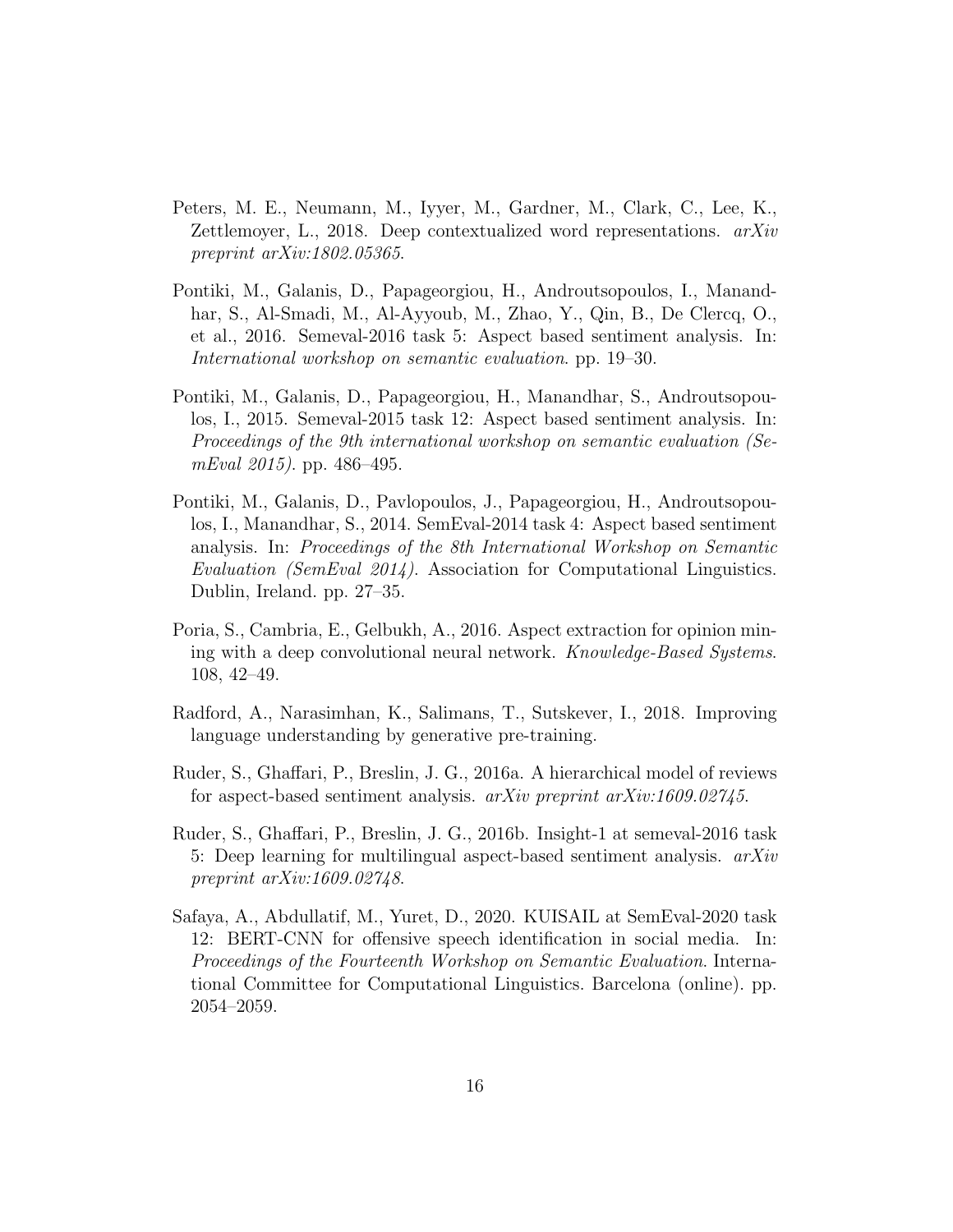Peters, M. E., Neumann, M., Iyyer, M., Gardner, M., Clark, C., Lee, K., Zettlemoyer, L., 2018. Deep contextualized word representations. *arXiv preprint arXiv:1802.05365*.

Pontiki, M., Galanis, D., Papageorgiou, H., Androutsopoulos, I., Manandhar, S., Al-Smadi, M., Al-Ayyoub, M., Zhao, Y., Qin, B., De Clercq, O., et al., 2016. Semeval-2016 task 5: Aspect based sentiment analysis. In: *International workshop on semantic evaluation*. pp. 19–30.

Pontiki, M., Galanis, D., Papageorgiou, H., Manandhar, S., Androutsopoulos, I., 2015. Semeval-2015 task 12: Aspect based sentiment analysis. In: *Proceedings of the 9th international workshop on semantic evaluation (SemEval 2015)*. pp. 486–495.

Pontiki, M., Galanis, D., Pavlopoulos, J., Papageorgiou, H., Androutsopoulos, I., Manandhar, S., 2014. SemEval-2014 task 4: Aspect based sentiment analysis. In: *Proceedings of the 8th International Workshop on Semantic Evaluation (SemEval 2014)*. Association for Computational Linguistics. Dublin, Ireland. pp. 27–35.

Poria, S., Cambria, E., Gelbukh, A., 2016. Aspect extraction for opinion mining with a deep convolutional neural network. *Knowledge-Based Systems*. 108, 42–49.

Radford, A., Narasimhan, K., Salimans, T., Sutskever, I., 2018. Improving language understanding by generative pre-training.

Ruder, S., Ghaffari, P., Breslin, J. G., 2016a. A hierarchical model of reviews for aspect-based sentiment analysis. *arXiv preprint arXiv:1609.02745*.

Ruder, S., Ghaffari, P., Breslin, J. G., 2016b. Insight-1 at semeval-2016 task 5: Deep learning for multilingual aspect-based sentiment analysis. *arXiv preprint arXiv:1609.02748*.

Safaya, A., Abdullatif, M., Yuret, D., 2020. KUISAIL at SemEval-2020 task 12: BERT-CNN for offensive speech identification in social media. In: *Proceedings of the Fourteenth Workshop on Semantic Evaluation*. International Committee for Computational Linguistics. Barcelona (online). pp. 2054–2059.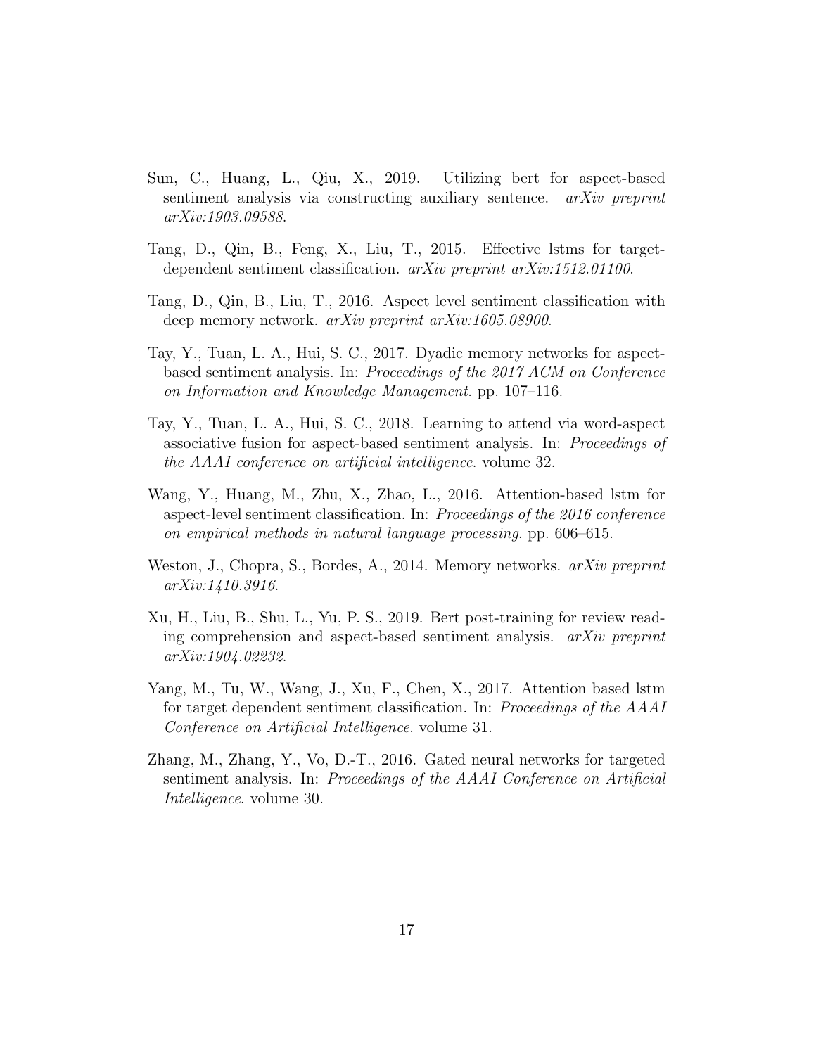Sun, C., Huang, L., Qiu, X., 2019. Utilizing bert for aspect-based sentiment analysis via constructing auxiliary sentence. *arXiv preprint arXiv:1903.09588*.

Tang, D., Qin, B., Feng, X., Liu, T., 2015. Effective lstms for target-dependent sentiment classification. *arXiv preprint arXiv:1512.01100*.

Tang, D., Qin, B., Liu, T., 2016. Aspect level sentiment classification with deep memory network. *arXiv preprint arXiv:1605.08900*.

Tay, Y., Tuan, L. A., Hui, S. C., 2017. Dyadic memory networks for aspect-based sentiment analysis. In: *Proceedings of the 2017 ACM on Conference on Information and Knowledge Management*. pp. 107–116.

Tay, Y., Tuan, L. A., Hui, S. C., 2018. Learning to attend via word-aspect associative fusion for aspect-based sentiment analysis. In: *Proceedings of the AAAI conference on artificial intelligence*. volume 32.

Wang, Y., Huang, M., Zhu, X., Zhao, L., 2016. Attention-based lstm for aspect-level sentiment classification. In: *Proceedings of the 2016 conference on empirical methods in natural language processing*. pp. 606–615.

Weston, J., Chopra, S., Bordes, A., 2014. Memory networks. *arXiv preprint arXiv:1410.3916*.

Xu, H., Liu, B., Shu, L., Yu, P. S., 2019. Bert post-training for review reading comprehension and aspect-based sentiment analysis. *arXiv preprint arXiv:1904.02232*.

Yang, M., Tu, W., Wang, J., Xu, F., Chen, X., 2017. Attention based lstm for target dependent sentiment classification. In: *Proceedings of the AAAI Conference on Artificial Intelligence*. volume 31.

Zhang, M., Zhang, Y., Vo, D.-T., 2016. Gated neural networks for targeted sentiment analysis. In: *Proceedings of the AAAI Conference on Artificial Intelligence*. volume 30.